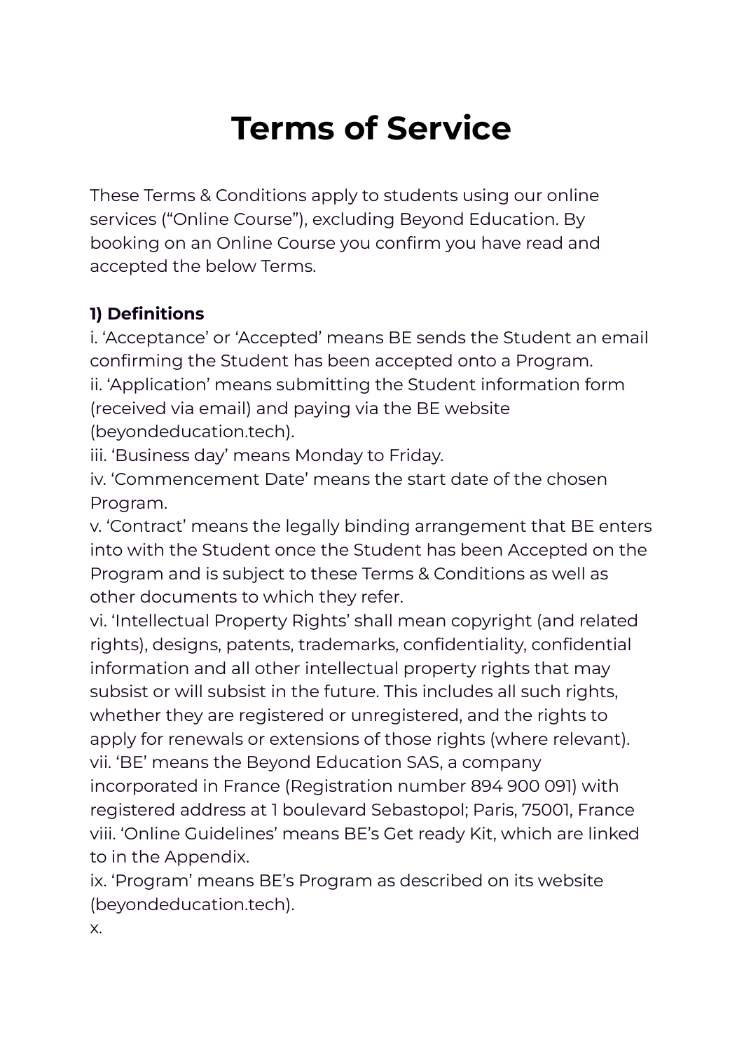# Terms of Service

These Terms & Conditions apply to students using our online services (“Online Course”), excluding Beyond Education. By booking on an Online Course you confirm you have read and accepted the below Terms.

**1) Definitions**

i. ‘Acceptance’ or ‘Accepted’ means BE sends the Student an email confirming the Student has been accepted onto a Program.
ii. ‘Application’ means submitting the Student information form (received via email) and paying via the BE website (beyondeducation.tech).
iii. ‘Business day’ means Monday to Friday.
iv. ‘Commencement Date’ means the start date of the chosen Program.
v. ‘Contract’ means the legally binding arrangement that BE enters into with the Student once the Student has been Accepted on the Program and is subject to these Terms & Conditions as well as other documents to which they refer.
vi. ‘Intellectual Property Rights’ shall mean copyright (and related rights), designs, patents, trademarks, confidentiality, confidential information and all other intellectual property rights that may subsist or will subsist in the future. This includes all such rights, whether they are registered or unregistered, and the rights to apply for renewals or extensions of those rights (where relevant).
vii. ‘BE’ means the Beyond Education SAS, a company incorporated in France (Registration number 894 900 091) with registered address at 1 boulevard Sebastopol; Paris, 75001, France
viii. ‘Online Guidelines’ means BE’s Get ready Kit, which are linked to in the Appendix.
ix. ‘Program’ means BE’s Program as described on its website (beyondeducation.tech).
x.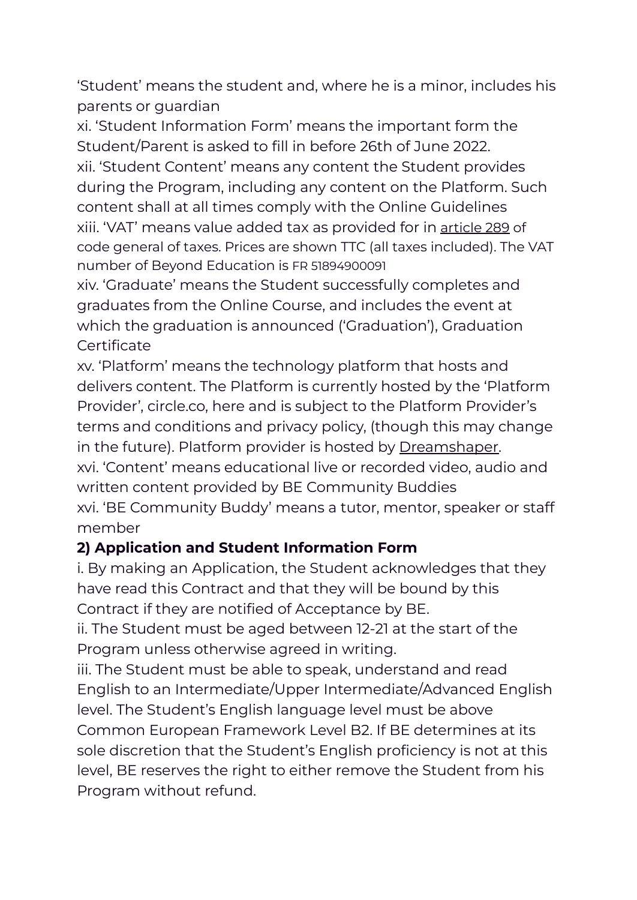'Student' means the student and, where he is a minor, includes his parents or guardian

xi. 'Student Information Form' means the important form the Student/Parent is asked to fill in before 26th of June 2022.

xii. 'Student Content' means any content the Student provides during the Program, including any content on the Platform. Such content shall at all times comply with the Online Guidelines

xiii. 'VAT' means value added tax as provided for in article 289 of code general of taxes. Prices are shown TTC (all taxes included). The VAT number of Beyond Education is FR 51894900091

xiv. 'Graduate' means the Student successfully completes and graduates from the Online Course, and includes the event at which the graduation is announced ('Graduation'), Graduation Certificate

xv. 'Platform' means the technology platform that hosts and delivers content. The Platform is currently hosted by the 'Platform Provider', circle.co, here and is subject to the Platform Provider's terms and conditions and privacy policy, (though this may change in the future). Platform provider is hosted by Dreamshaper.

xvi. 'Content' means educational live or recorded video, audio and written content provided by BE Community Buddies

xvi. 'BE Community Buddy' means a tutor, mentor, speaker or staff member

**2) Application and Student Information Form**

i. By making an Application, the Student acknowledges that they have read this Contract and that they will be bound by this Contract if they are notified of Acceptance by BE.

ii. The Student must be aged between 12-21 at the start of the Program unless otherwise agreed in writing.

iii. The Student must be able to speak, understand and read English to an Intermediate/Upper Intermediate/Advanced English level. The Student's English language level must be above Common European Framework Level B2. If BE determines at its sole discretion that the Student's English proficiency is not at this level, BE reserves the right to either remove the Student from his Program without refund.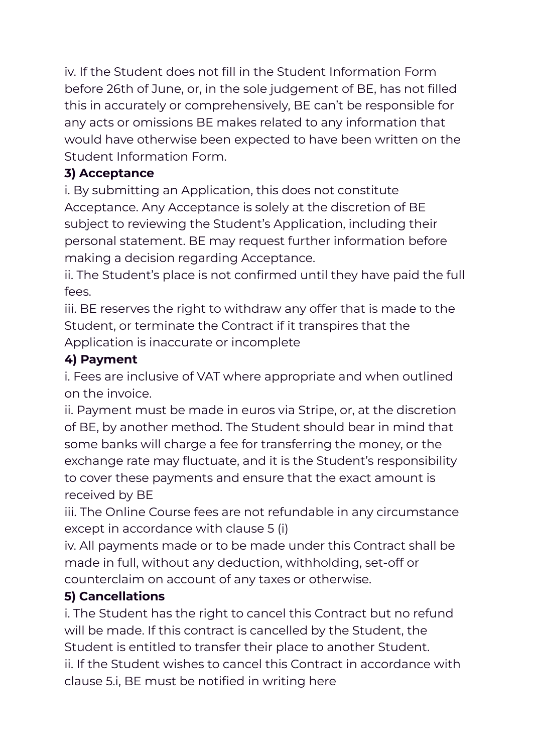iv. If the Student does not fill in the Student Information Form before 26th of June, or, in the sole judgement of BE, has not filled this in accurately or comprehensively, BE can't be responsible for any acts or omissions BE makes related to any information that would have otherwise been expected to have been written on the Student Information Form.

**3) Acceptance**

i. By submitting an Application, this does not constitute Acceptance. Any Acceptance is solely at the discretion of BE subject to reviewing the Student's Application, including their personal statement. BE may request further information before making a decision regarding Acceptance.

ii. The Student's place is not confirmed until they have paid the full fees.

iii. BE reserves the right to withdraw any offer that is made to the Student, or terminate the Contract if it transpires that the Application is inaccurate or incomplete

**4) Payment**

i. Fees are inclusive of VAT where appropriate and when outlined on the invoice.

ii. Payment must be made in euros via Stripe, or, at the discretion of BE, by another method. The Student should bear in mind that some banks will charge a fee for transferring the money, or the exchange rate may fluctuate, and it is the Student's responsibility to cover these payments and ensure that the exact amount is received by BE

iii. The Online Course fees are not refundable in any circumstance except in accordance with clause 5 (i)

iv. All payments made or to be made under this Contract shall be made in full, without any deduction, withholding, set-off or counterclaim on account of any taxes or otherwise.

**5) Cancellations**

i. The Student has the right to cancel this Contract but no refund will be made. If this contract is cancelled by the Student, the Student is entitled to transfer their place to another Student.

ii. If the Student wishes to cancel this Contract in accordance with clause 5.i, BE must be notified in writing here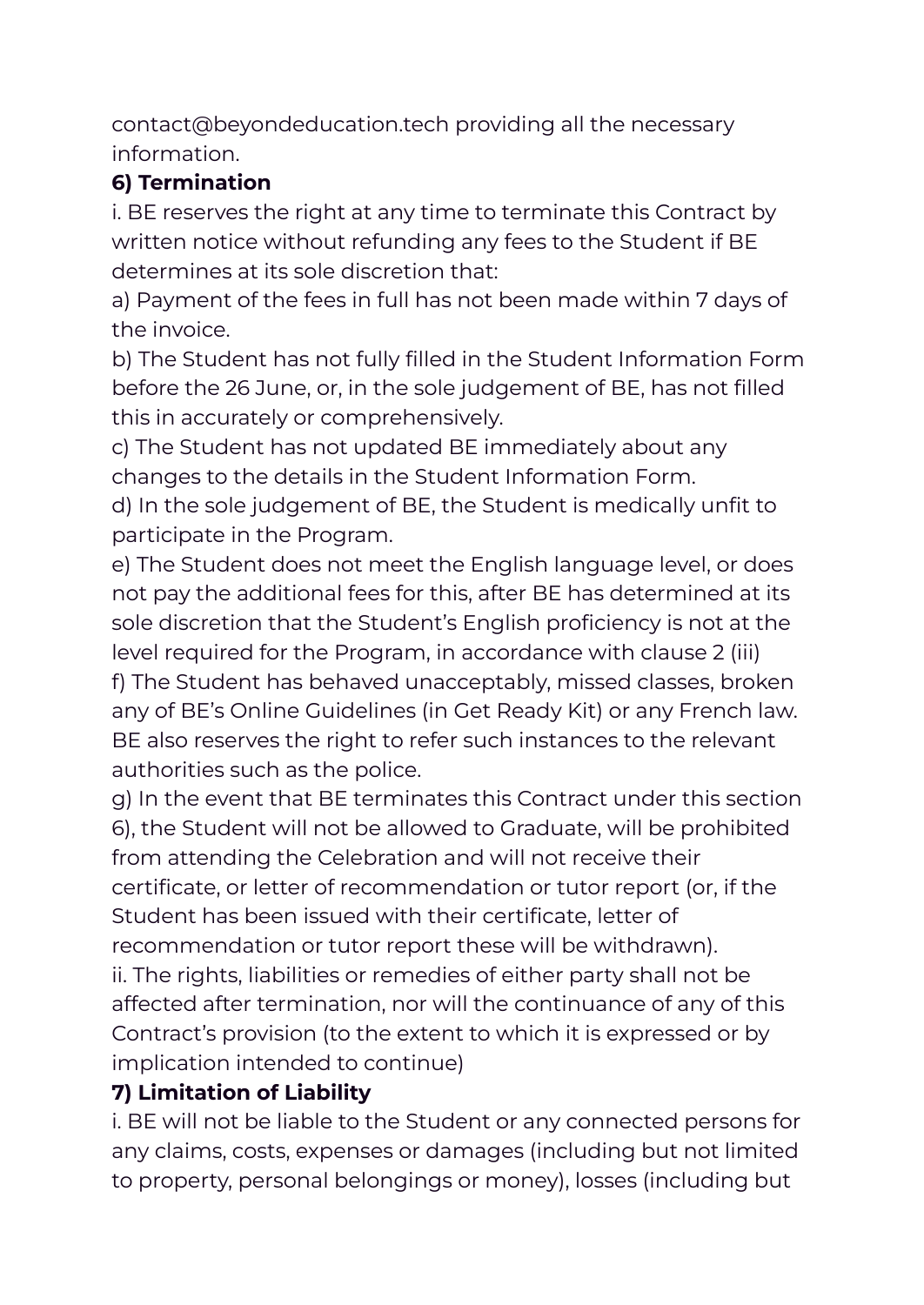contact@beyondeducation.tech providing all the necessary information.

**6) Termination**

i. BE reserves the right at any time to terminate this Contract by written notice without refunding any fees to the Student if BE determines at its sole discretion that:

a) Payment of the fees in full has not been made within 7 days of the invoice.

b) The Student has not fully filled in the Student Information Form before the 26 June, or, in the sole judgement of BE, has not filled this in accurately or comprehensively.

c) The Student has not updated BE immediately about any changes to the details in the Student Information Form.

d) In the sole judgement of BE, the Student is medically unfit to participate in the Program.

e) The Student does not meet the English language level, or does not pay the additional fees for this, after BE has determined at its sole discretion that the Student's English proficiency is not at the level required for the Program, in accordance with clause 2 (iii)

f) The Student has behaved unacceptably, missed classes, broken any of BE's Online Guidelines (in Get Ready Kit) or any French law. BE also reserves the right to refer such instances to the relevant authorities such as the police.

g) In the event that BE terminates this Contract under this section 6), the Student will not be allowed to Graduate, will be prohibited from attending the Celebration and will not receive their certificate, or letter of recommendation or tutor report (or, if the Student has been issued with their certificate, letter of recommendation or tutor report these will be withdrawn).

ii. The rights, liabilities or remedies of either party shall not be affected after termination, nor will the continuance of any of this Contract's provision (to the extent to which it is expressed or by implication intended to continue)

**7) Limitation of Liability**

i. BE will not be liable to the Student or any connected persons for any claims, costs, expenses or damages (including but not limited to property, personal belongings or money), losses (including but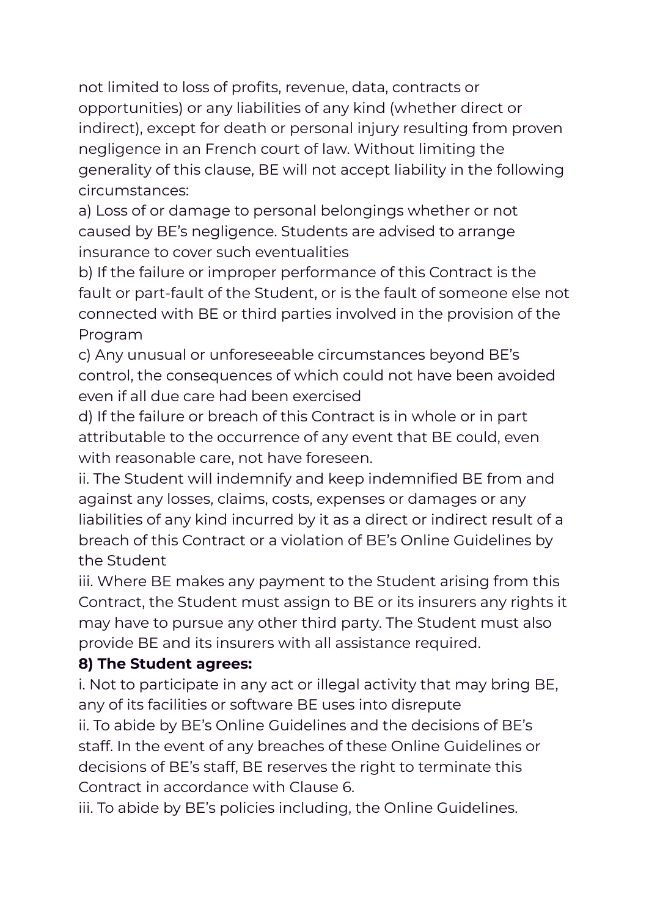not limited to loss of profits, revenue, data, contracts or opportunities) or any liabilities of any kind (whether direct or indirect), except for death or personal injury resulting from proven negligence in an French court of law. Without limiting the generality of this clause, BE will not accept liability in the following circumstances:

a) Loss of or damage to personal belongings whether or not caused by BE's negligence. Students are advised to arrange insurance to cover such eventualities

b) If the failure or improper performance of this Contract is the fault or part-fault of the Student, or is the fault of someone else not connected with BE or third parties involved in the provision of the Program

c) Any unusual or unforeseeable circumstances beyond BE's control, the consequences of which could not have been avoided even if all due care had been exercised

d) If the failure or breach of this Contract is in whole or in part attributable to the occurrence of any event that BE could, even with reasonable care, not have foreseen.

ii. The Student will indemnify and keep indemnified BE from and against any losses, claims, costs, expenses or damages or any liabilities of any kind incurred by it as a direct or indirect result of a breach of this Contract or a violation of BE's Online Guidelines by the Student

iii. Where BE makes any payment to the Student arising from this Contract, the Student must assign to BE or its insurers any rights it may have to pursue any other third party. The Student must also provide BE and its insurers with all assistance required.

**8) The Student agrees:**

i. Not to participate in any act or illegal activity that may bring BE, any of its facilities or software BE uses into disrepute

ii. To abide by BE's Online Guidelines and the decisions of BE's staff. In the event of any breaches of these Online Guidelines or decisions of BE's staff, BE reserves the right to terminate this Contract in accordance with Clause 6.

iii. To abide by BE's policies including, the Online Guidelines.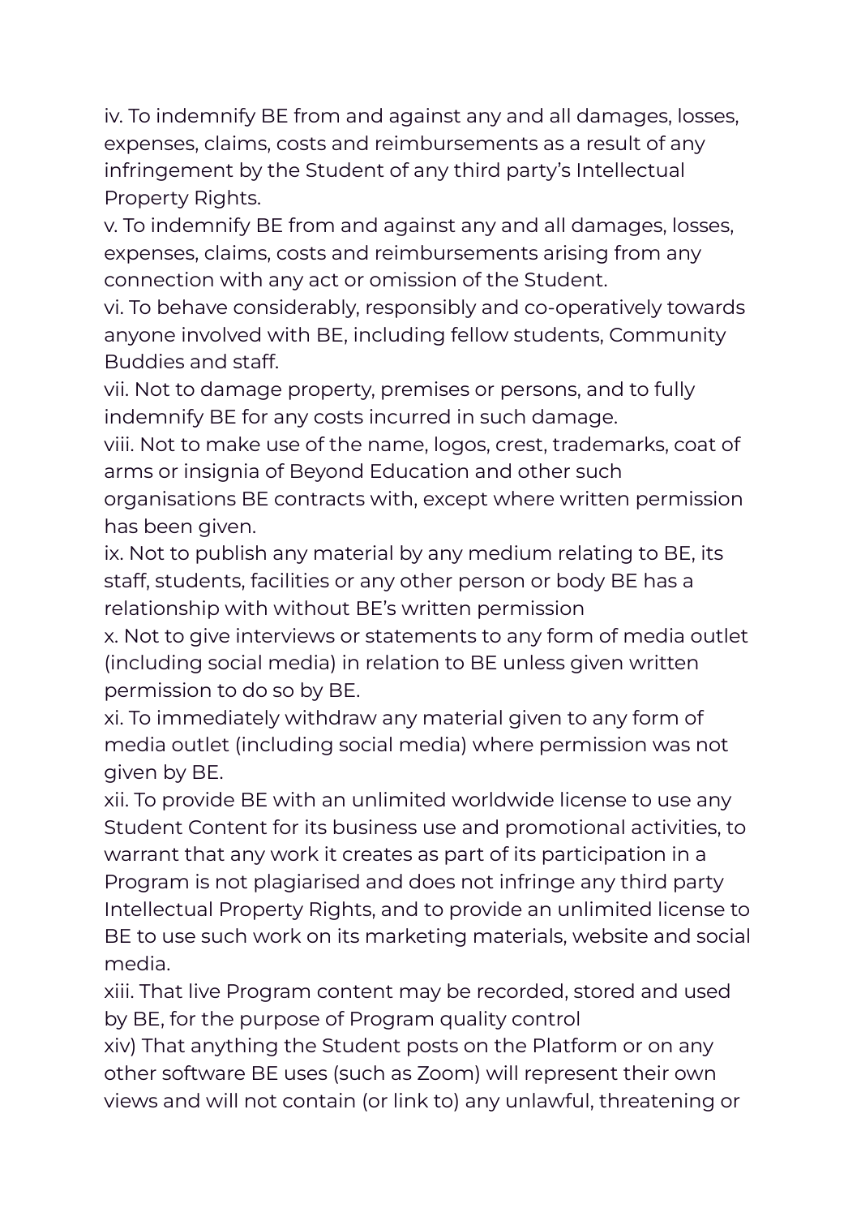iv. To indemnify BE from and against any and all damages, losses, expenses, claims, costs and reimbursements as a result of any infringement by the Student of any third party's Intellectual Property Rights.
v. To indemnify BE from and against any and all damages, losses, expenses, claims, costs and reimbursements arising from any connection with any act or omission of the Student.
vi. To behave considerably, responsibly and co-operatively towards anyone involved with BE, including fellow students, Community Buddies and staff.
vii. Not to damage property, premises or persons, and to fully indemnify BE for any costs incurred in such damage.
viii. Not to make use of the name, logos, crest, trademarks, coat of arms or insignia of Beyond Education and other such organisations BE contracts with, except where written permission has been given.
ix. Not to publish any material by any medium relating to BE, its staff, students, facilities or any other person or body BE has a relationship with without BE's written permission
x. Not to give interviews or statements to any form of media outlet (including social media) in relation to BE unless given written permission to do so by BE.
xi. To immediately withdraw any material given to any form of media outlet (including social media) where permission was not given by BE.
xii. To provide BE with an unlimited worldwide license to use any Student Content for its business use and promotional activities, to warrant that any work it creates as part of its participation in a Program is not plagiarised and does not infringe any third party Intellectual Property Rights, and to provide an unlimited license to BE to use such work on its marketing materials, website and social media.
xiii. That live Program content may be recorded, stored and used by BE, for the purpose of Program quality control
xiv) That anything the Student posts on the Platform or on any other software BE uses (such as Zoom) will represent their own views and will not contain (or link to) any unlawful, threatening or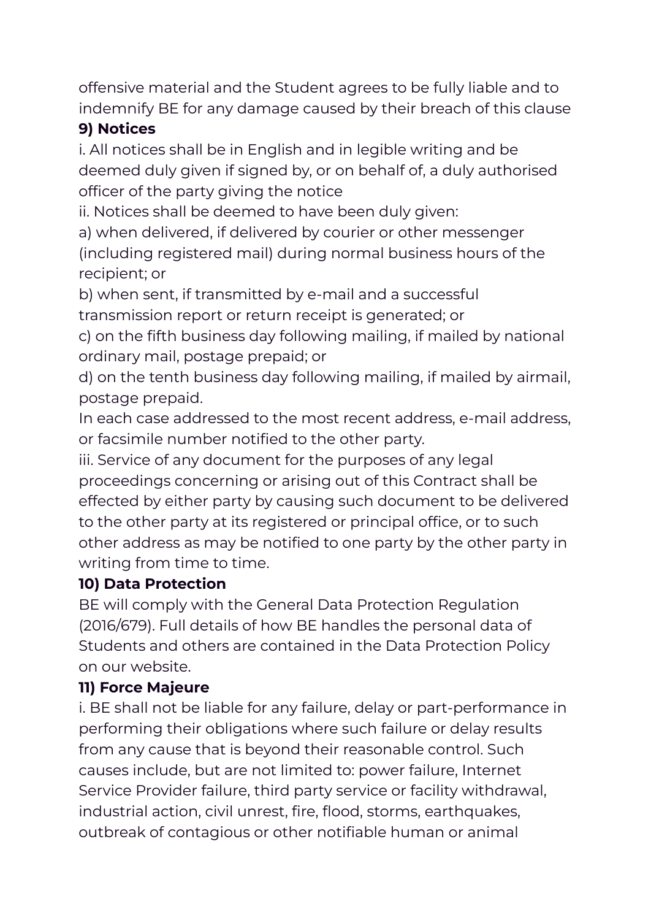offensive material and the Student agrees to be fully liable and to indemnify BE for any damage caused by their breach of this clause

**9) Notices**

i. All notices shall be in English and in legible writing and be deemed duly given if signed by, or on behalf of, a duly authorised officer of the party giving the notice

ii. Notices shall be deemed to have been duly given:

a) when delivered, if delivered by courier or other messenger (including registered mail) during normal business hours of the recipient; or

b) when sent, if transmitted by e-mail and a successful transmission report or return receipt is generated; or

c) on the fifth business day following mailing, if mailed by national ordinary mail, postage prepaid; or

d) on the tenth business day following mailing, if mailed by airmail, postage prepaid.

In each case addressed to the most recent address, e-mail address, or facsimile number notified to the other party.

iii. Service of any document for the purposes of any legal proceedings concerning or arising out of this Contract shall be effected by either party by causing such document to be delivered to the other party at its registered or principal office, or to such other address as may be notified to one party by the other party in writing from time to time.

**10) Data Protection**

BE will comply with the General Data Protection Regulation (2016/679). Full details of how BE handles the personal data of Students and others are contained in the Data Protection Policy on our website.

**11) Force Majeure**

i. BE shall not be liable for any failure, delay or part-performance in performing their obligations where such failure or delay results from any cause that is beyond their reasonable control. Such causes include, but are not limited to: power failure, Internet Service Provider failure, third party service or facility withdrawal, industrial action, civil unrest, fire, flood, storms, earthquakes, outbreak of contagious or other notifiable human or animal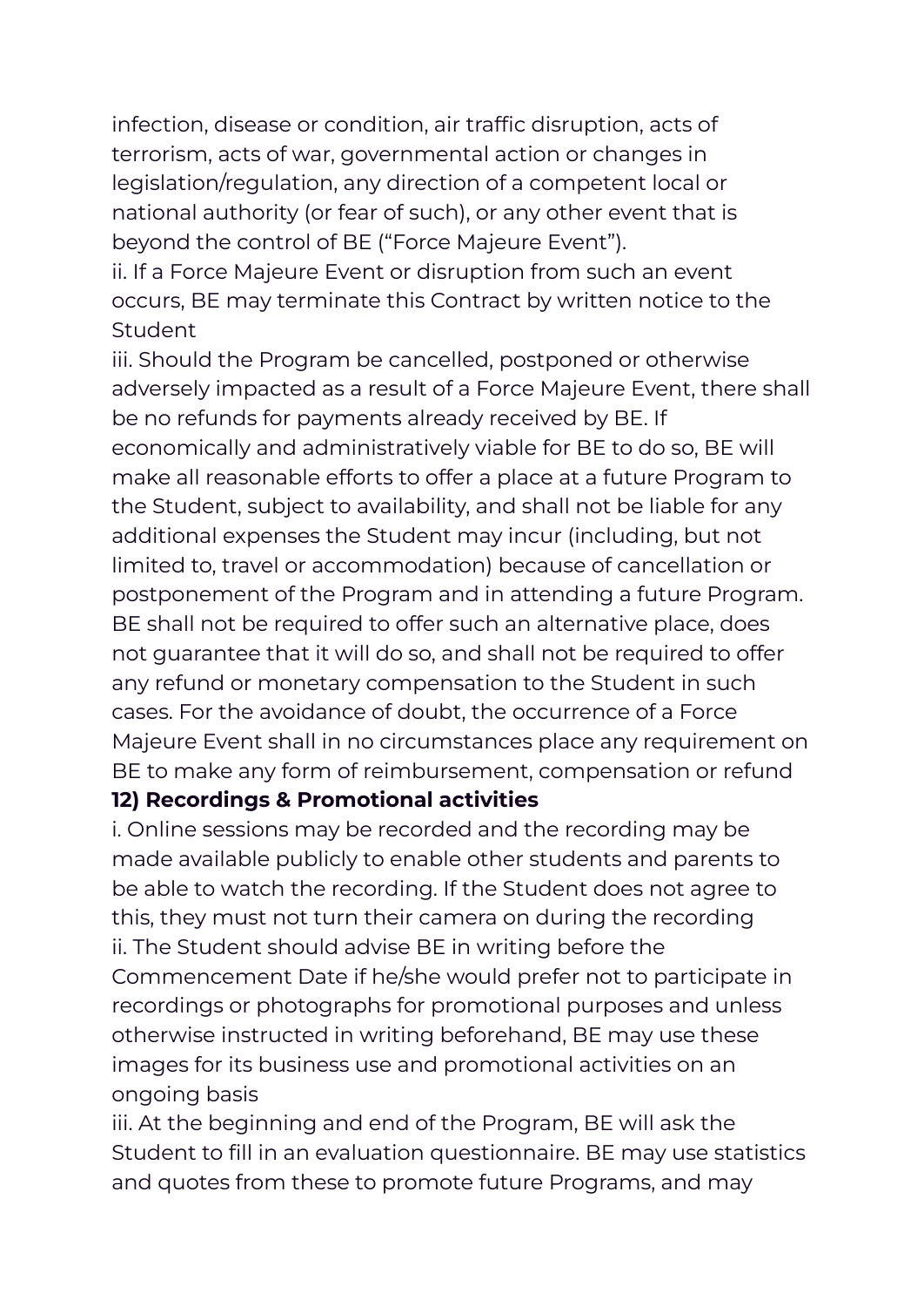infection, disease or condition, air traffic disruption, acts of terrorism, acts of war, governmental action or changes in legislation/regulation, any direction of a competent local or national authority (or fear of such), or any other event that is beyond the control of BE ("Force Majeure Event").

ii. If a Force Majeure Event or disruption from such an event occurs, BE may terminate this Contract by written notice to the Student

iii. Should the Program be cancelled, postponed or otherwise adversely impacted as a result of a Force Majeure Event, there shall be no refunds for payments already received by BE. If economically and administratively viable for BE to do so, BE will make all reasonable efforts to offer a place at a future Program to the Student, subject to availability, and shall not be liable for any additional expenses the Student may incur (including, but not limited to, travel or accommodation) because of cancellation or postponement of the Program and in attending a future Program. BE shall not be required to offer such an alternative place, does not guarantee that it will do so, and shall not be required to offer any refund or monetary compensation to the Student in such cases. For the avoidance of doubt, the occurrence of a Force Majeure Event shall in no circumstances place any requirement on BE to make any form of reimbursement, compensation or refund

**12) Recordings & Promotional activities**

i. Online sessions may be recorded and the recording may be made available publicly to enable other students and parents to be able to watch the recording. If the Student does not agree to this, they must not turn their camera on during the recording

ii. The Student should advise BE in writing before the Commencement Date if he/she would prefer not to participate in recordings or photographs for promotional purposes and unless otherwise instructed in writing beforehand, BE may use these images for its business use and promotional activities on an ongoing basis

iii. At the beginning and end of the Program, BE will ask the Student to fill in an evaluation questionnaire. BE may use statistics and quotes from these to promote future Programs, and may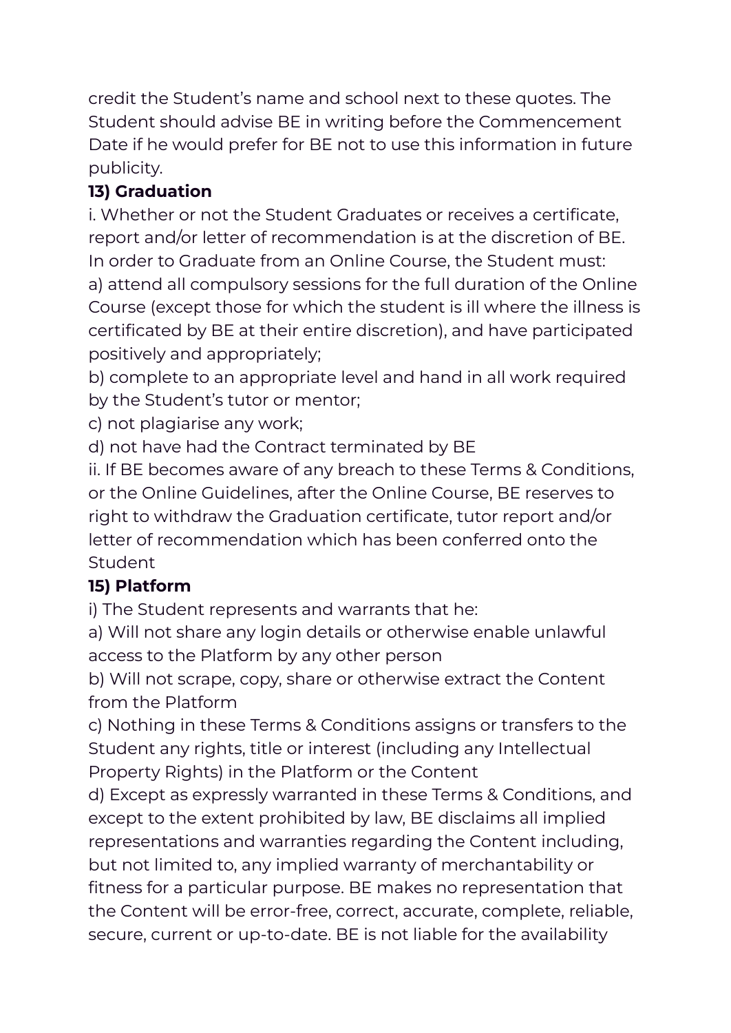credit the Student's name and school next to these quotes. The Student should advise BE in writing before the Commencement Date if he would prefer for BE not to use this information in future publicity.

**13) Graduation**

i. Whether or not the Student Graduates or receives a certificate, report and/or letter of recommendation is at the discretion of BE. In order to Graduate from an Online Course, the Student must:

a) attend all compulsory sessions for the full duration of the Online Course (except those for which the student is ill where the illness is certificated by BE at their entire discretion), and have participated positively and appropriately;

b) complete to an appropriate level and hand in all work required by the Student's tutor or mentor;

c) not plagiarise any work;

d) not have had the Contract terminated by BE

ii. If BE becomes aware of any breach to these Terms & Conditions, or the Online Guidelines, after the Online Course, BE reserves to right to withdraw the Graduation certificate, tutor report and/or letter of recommendation which has been conferred onto the Student

**15) Platform**

i) The Student represents and warrants that he:

a) Will not share any login details or otherwise enable unlawful access to the Platform by any other person

b) Will not scrape, copy, share or otherwise extract the Content from the Platform

c) Nothing in these Terms & Conditions assigns or transfers to the Student any rights, title or interest (including any Intellectual Property Rights) in the Platform or the Content

d) Except as expressly warranted in these Terms & Conditions, and except to the extent prohibited by law, BE disclaims all implied representations and warranties regarding the Content including, but not limited to, any implied warranty of merchantability or fitness for a particular purpose. BE makes no representation that the Content will be error-free, correct, accurate, complete, reliable, secure, current or up-to-date. BE is not liable for the availability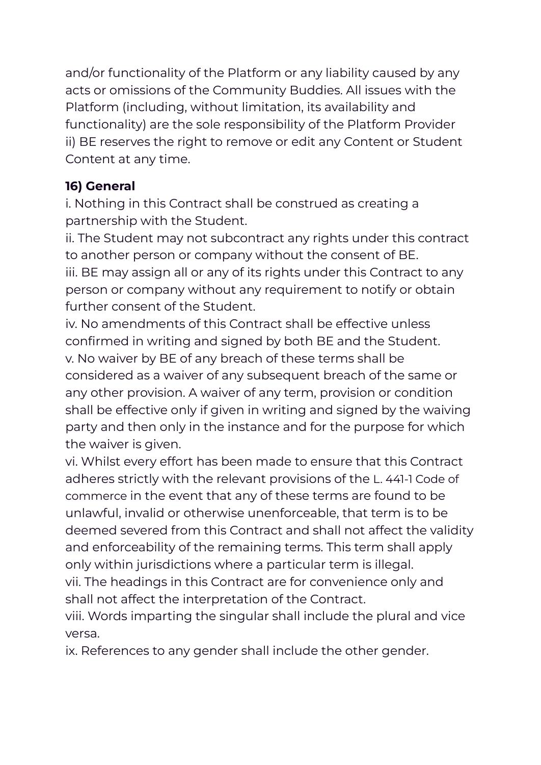and/or functionality of the Platform or any liability caused by any acts or omissions of the Community Buddies. All issues with the Platform (including, without limitation, its availability and functionality) are the sole responsibility of the Platform Provider
ii) BE reserves the right to remove or edit any Content or Student Content at any time.

**16) General**

i. Nothing in this Contract shall be construed as creating a partnership with the Student.
ii. The Student may not subcontract any rights under this contract to another person or company without the consent of BE.
iii. BE may assign all or any of its rights under this Contract to any person or company without any requirement to notify or obtain further consent of the Student.
iv. No amendments of this Contract shall be effective unless confirmed in writing and signed by both BE and the Student.
v. No waiver by BE of any breach of these terms shall be considered as a waiver of any subsequent breach of the same or any other provision. A waiver of any term, provision or condition shall be effective only if given in writing and signed by the waiving party and then only in the instance and for the purpose for which the waiver is given.
vi. Whilst every effort has been made to ensure that this Contract adheres strictly with the relevant provisions of the L. 441-1 Code of commerce in the event that any of these terms are found to be unlawful, invalid or otherwise unenforceable, that term is to be deemed severed from this Contract and shall not affect the validity and enforceability of the remaining terms. This term shall apply only within jurisdictions where a particular term is illegal.
vii. The headings in this Contract are for convenience only and shall not affect the interpretation of the Contract.
viii. Words imparting the singular shall include the plural and vice versa.
ix. References to any gender shall include the other gender.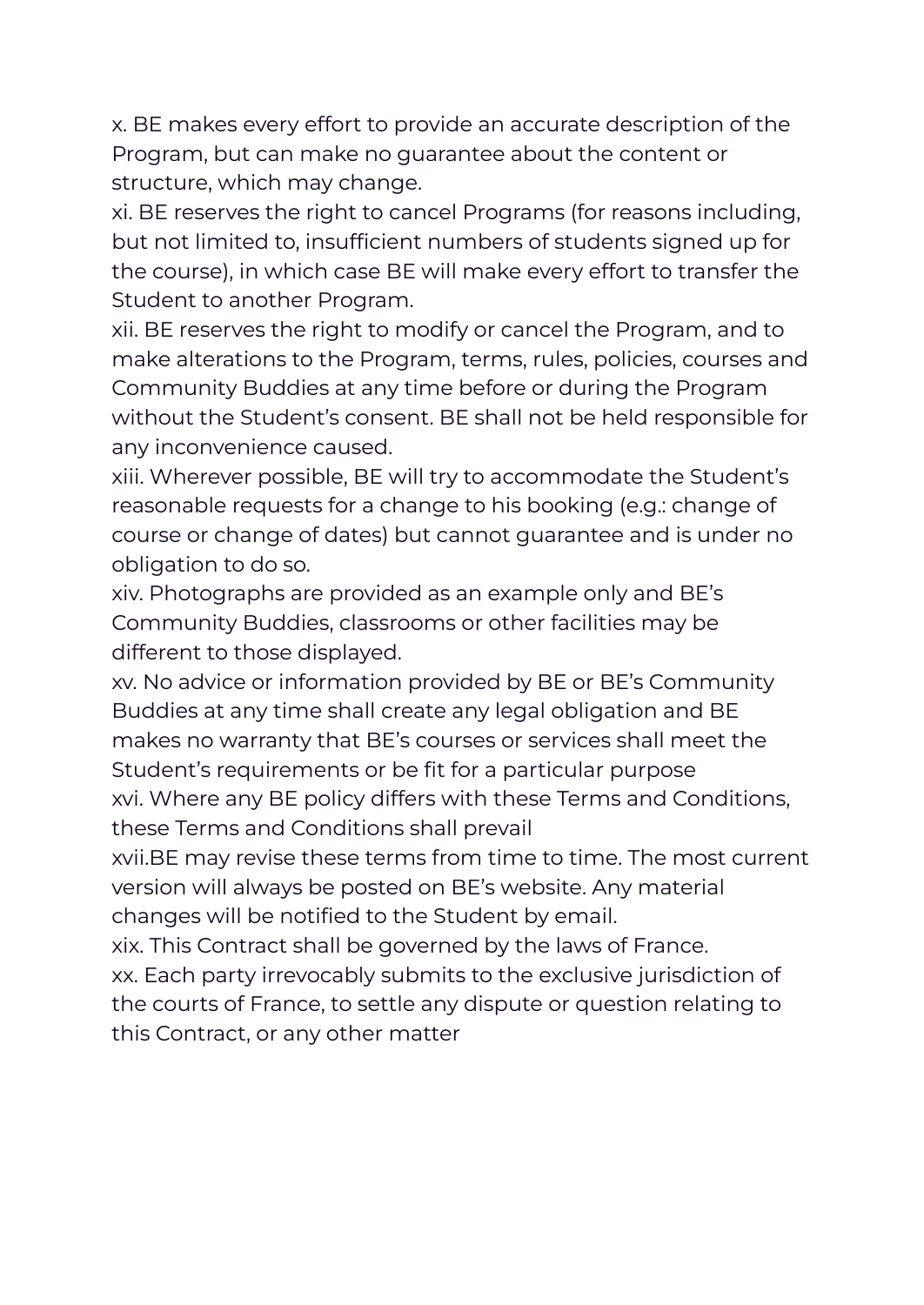x. BE makes every effort to provide an accurate description of the Program, but can make no guarantee about the content or structure, which may change.

xi. BE reserves the right to cancel Programs (for reasons including, but not limited to, insufficient numbers of students signed up for the course), in which case BE will make every effort to transfer the Student to another Program.

xii. BE reserves the right to modify or cancel the Program, and to make alterations to the Program, terms, rules, policies, courses and Community Buddies at any time before or during the Program without the Student's consent. BE shall not be held responsible for any inconvenience caused.

xiii. Wherever possible, BE will try to accommodate the Student's reasonable requests for a change to his booking (e.g.: change of course or change of dates) but cannot guarantee and is under no obligation to do so.

xiv. Photographs are provided as an example only and BE's Community Buddies, classrooms or other facilities may be different to those displayed.

xv. No advice or information provided by BE or BE's Community Buddies at any time shall create any legal obligation and BE makes no warranty that BE's courses or services shall meet the Student's requirements or be fit for a particular purpose

xvi. Where any BE policy differs with these Terms and Conditions, these Terms and Conditions shall prevail

xvii.BE may revise these terms from time to time. The most current version will always be posted on BE's website. Any material changes will be notified to the Student by email.

xix. This Contract shall be governed by the laws of France.

xx. Each party irrevocably submits to the exclusive jurisdiction of the courts of France, to settle any dispute or question relating to this Contract, or any other matter